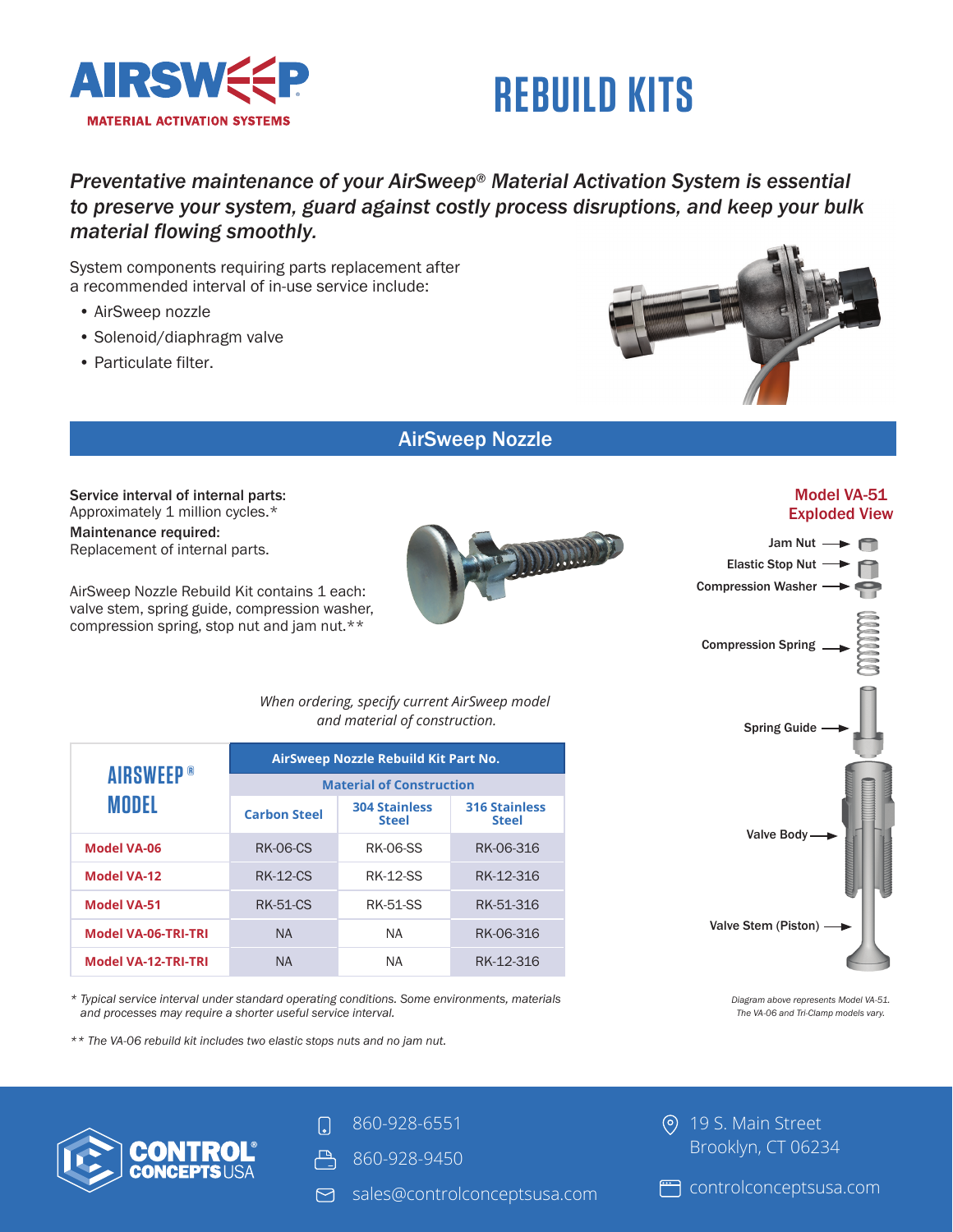# REBUILD KITS

AIRSWEEP MATERIAL ACTIVATION SYSTEMS

*Preventative maintenance of your AirSweep® Material Activation System is essential to preserve your system, guard against costly process disruptions, and keep your bulk material flowing smoothly.*

System components requiring parts replacement after a recommended interval of in-use service include:

- AirSweep nozzle
- Solenoid/diaphragm valve
- Particulate filter.

## AirSweep Nozzle

**Service interval of internal parts:**
Approximately 1 million cycles.*

**Maintenance required:**
Replacement of internal parts.

AirSweep Nozzle Rebuild Kit contains 1 each: valve stem, spring guide, compression washer, compression spring, stop nut and jam nut.**

*When ordering, specify current AirSweep model and material of construction.*

| AIRSWEEP® MODEL | AirSweep Nozzle Rebuild Kit Part No. | | |
|---|---|---|---|
| | Material of Construction | | |
| | Carbon Steel | 304 Stainless Steel | 316 Stainless Steel |
| Model VA-06 | RK-06-CS | RK-06-SS | RK-06-316 |
| Model VA-12 | RK-12-CS | RK-12-SS | RK-12-316 |
| Model VA-51 | RK-51-CS | RK-51-SS | RK-51-316 |
| Model VA-06-TRI-TRI | NA | NA | RK-06-316 |
| Model VA-12-TRI-TRI | NA | NA | RK-12-316 |

\* *Typical service interval under standard operating conditions. Some environments, materials and processes may require a shorter useful service interval.*

\*\* *The VA-06 rebuild kit includes two elastic stops nuts and no jam nut.*

### Model VA-51 Exploded View

- Jam Nut
- Elastic Stop Nut
- Compression Washer
- Compression Spring
- Spring Guide
- Valve Body
- Valve Stem (Piston)

*Diagram above represents Model VA-51. The VA-06 and Tri-Clamp models vary.*

CONTROL CONCEPTS USA

860-928-6551
860-928-9450
sales@controlconceptsusa.com

19 S. Main Street
Brooklyn, CT 06234

controlconceptsusa.com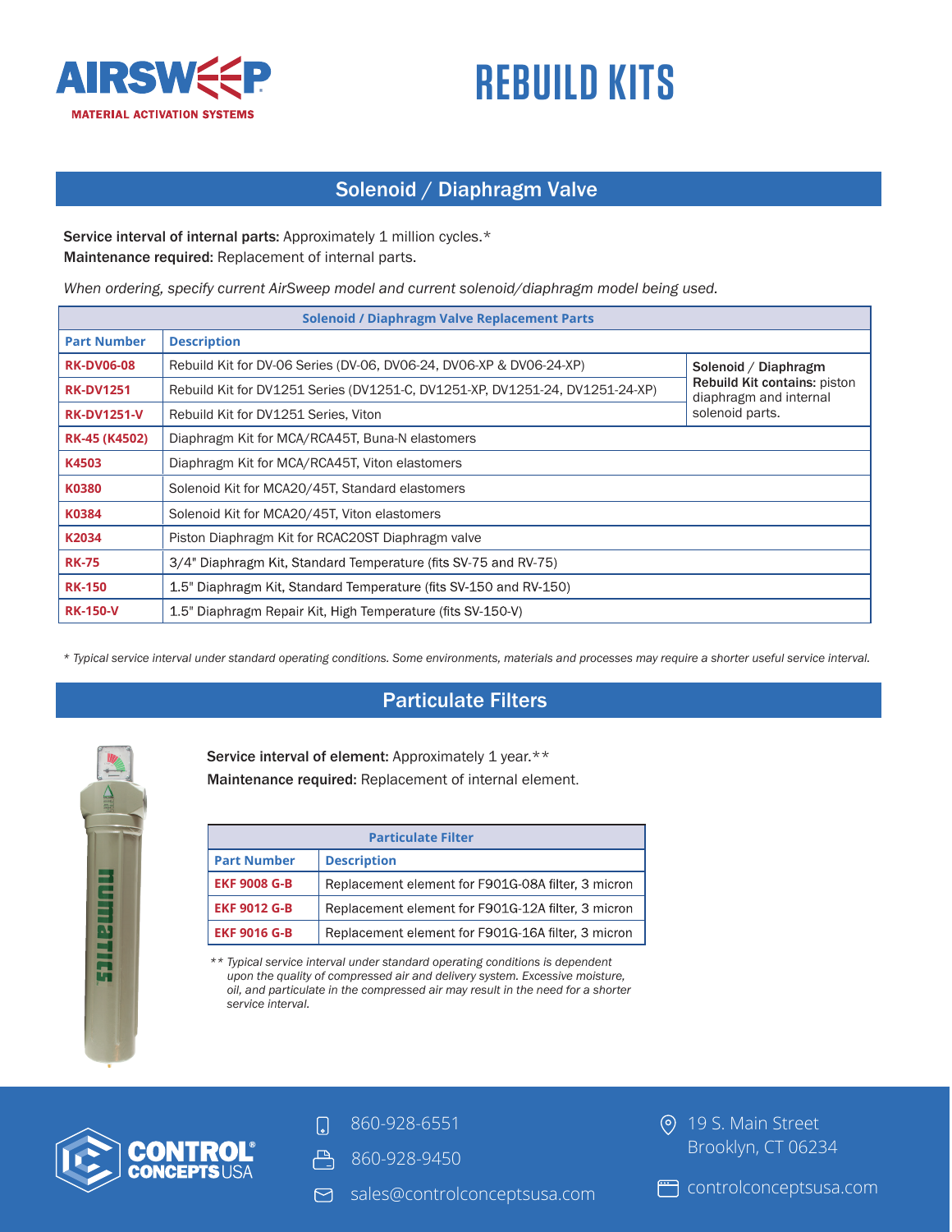# REBUILD KITS

AIRSWEEP MATERIAL ACTIVATION SYSTEMS

## Solenoid / Diaphragm Valve

**Service interval of internal parts:** Approximately 1 million cycles.*
**Maintenance required:** Replacement of internal parts.

*When ordering, specify current AirSweep model and current solenoid/diaphragm model being used.*

| Solenoid / Diaphragm Valve Replacement Parts | | |
|---|---|---|
| **Part Number** | **Description** | |
| **RK-DV06-08** | Rebuild Kit for DV-06 Series (DV-06, DV06-24, DV06-XP & DV06-24-XP) | **Solenoid / Diaphragm Rebuild Kit contains:** piston diaphragm and internal solenoid parts. |
| **RK-DV1251** | Rebuild Kit for DV1251 Series (DV1251-C, DV1251-XP, DV1251-24, DV1251-24-XP) | |
| **RK-DV1251-V** | Rebuild Kit for DV1251 Series, Viton | |
| **RK-45 (K4502)** | Diaphragm Kit for MCA/RCA45T, Buna-N elastomers | |
| **K4503** | Diaphragm Kit for MCA/RCA45T, Viton elastomers | |
| **K0380** | Solenoid Kit for MCA20/45T, Standard elastomers | |
| **K0384** | Solenoid Kit for MCA20/45T, Viton elastomers | |
| **K2034** | Piston Diaphragm Kit for RCAC20ST Diaphragm valve | |
| **RK-75** | 3/4" Diaphragm Kit, Standard Temperature (fits SV-75 and RV-75) | |
| **RK-150** | 1.5" Diaphragm Kit, Standard Temperature (fits SV-150 and RV-150) | |
| **RK-150-V** | 1.5" Diaphragm Repair Kit, High Temperature (fits SV-150-V) | |

*\* Typical service interval under standard operating conditions. Some environments, materials and processes may require a shorter useful service interval.*

## Particulate Filters

**Service interval of element:** Approximately 1 year.**
**Maintenance required:** Replacement of internal element.

| Particulate Filter | |
|---|---|
| **Part Number** | **Description** |
| **EKF 9008 G-B** | Replacement element for F901G-08A filter, 3 micron |
| **EKF 9012 G-B** | Replacement element for F901G-12A filter, 3 micron |
| **EKF 9016 G-B** | Replacement element for F901G-16A filter, 3 micron |

*\*\* Typical service interval under standard operating conditions is dependent upon the quality of compressed air and delivery system. Excessive moisture, oil, and particulate in the compressed air may result in the need for a shorter service interval.*

CONTROL CONCEPTS USA

860-928-6551
860-928-9450
sales@controlconceptsusa.com

19 S. Main Street
Brooklyn, CT 06234

controlconceptsusa.com